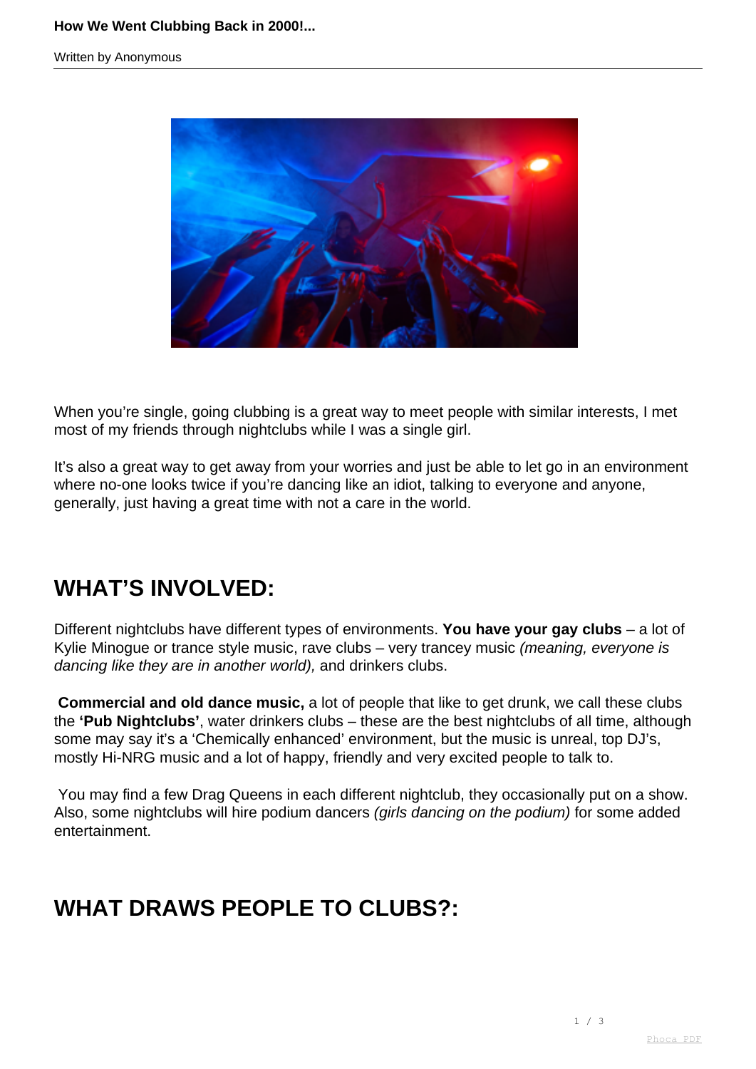# How We Went Clubbing Back in 2000!...

Written by Anonymous

When you're single, going clubbing is a great way to meet people with similar interests, I met most of my friends through nightclubs while I was a single girl.

It's also a great way to get away from your worries and just be able to let go in an environment where no-one looks twice if you're dancing like an idiot, talking to everyone and anyone, generally, just having a great time with not a care in the world.

## WHAT'S INVOLVED:

Different nightclubs have different types of environments. **You have your gay clubs** – a lot of Kylie Minogue or trance style music, rave clubs – very trancey music *(meaning, everyone is dancing like they are in another world),* and drinkers clubs.

**Commercial and old dance music,** a lot of people that like to get drunk, we call these clubs the **'Pub Nightclubs'**, water drinkers clubs – these are the best nightclubs of all time, although some may say it's a 'Chemically enhanced' environment, but the music is unreal, top DJ's, mostly Hi-NRG music and a lot of happy, friendly and very excited people to talk to.

You may find a few Drag Queens in each different nightclub, they occasionally put on a show. Also, some nightclubs will hire podium dancers *(girls dancing on the podium)* for some added entertainment.

## WHAT DRAWS PEOPLE TO CLUBS?: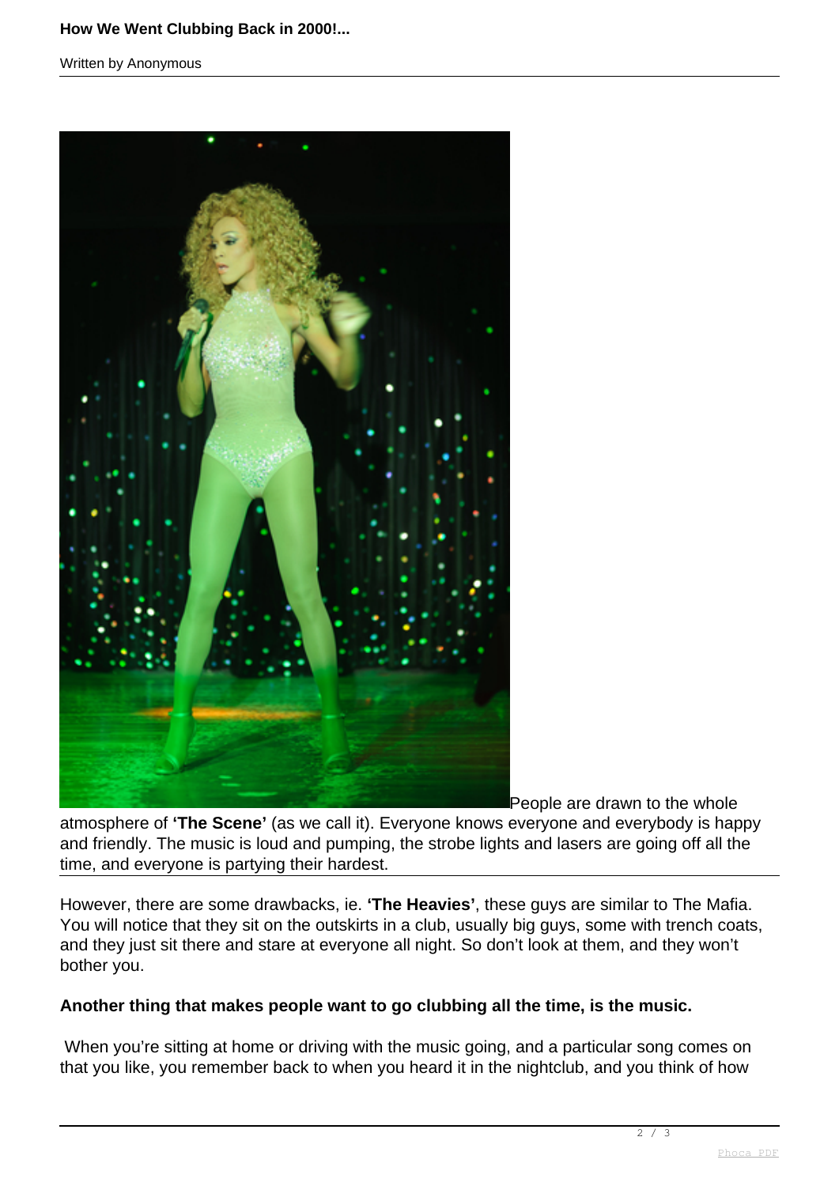People are drawn to the whole atmosphere of **'The Scene'** (as we call it). Everyone knows everyone and everybody is happy and friendly. The music is loud and pumping, the strobe lights and lasers are going off all the time, and everyone is partying their hardest.

However, there are some drawbacks, ie. **'The Heavies'**, these guys are similar to The Mafia. You will notice that they sit on the outskirts in a club, usually big guys, some with trench coats, and they just sit there and stare at everyone all night. So don't look at them, and they won't bother you.

**Another thing that makes people want to go clubbing all the time, is the music.**

When you're sitting at home or driving with the music going, and a particular song comes on that you like, you remember back to when you heard it in the nightclub, and you think of how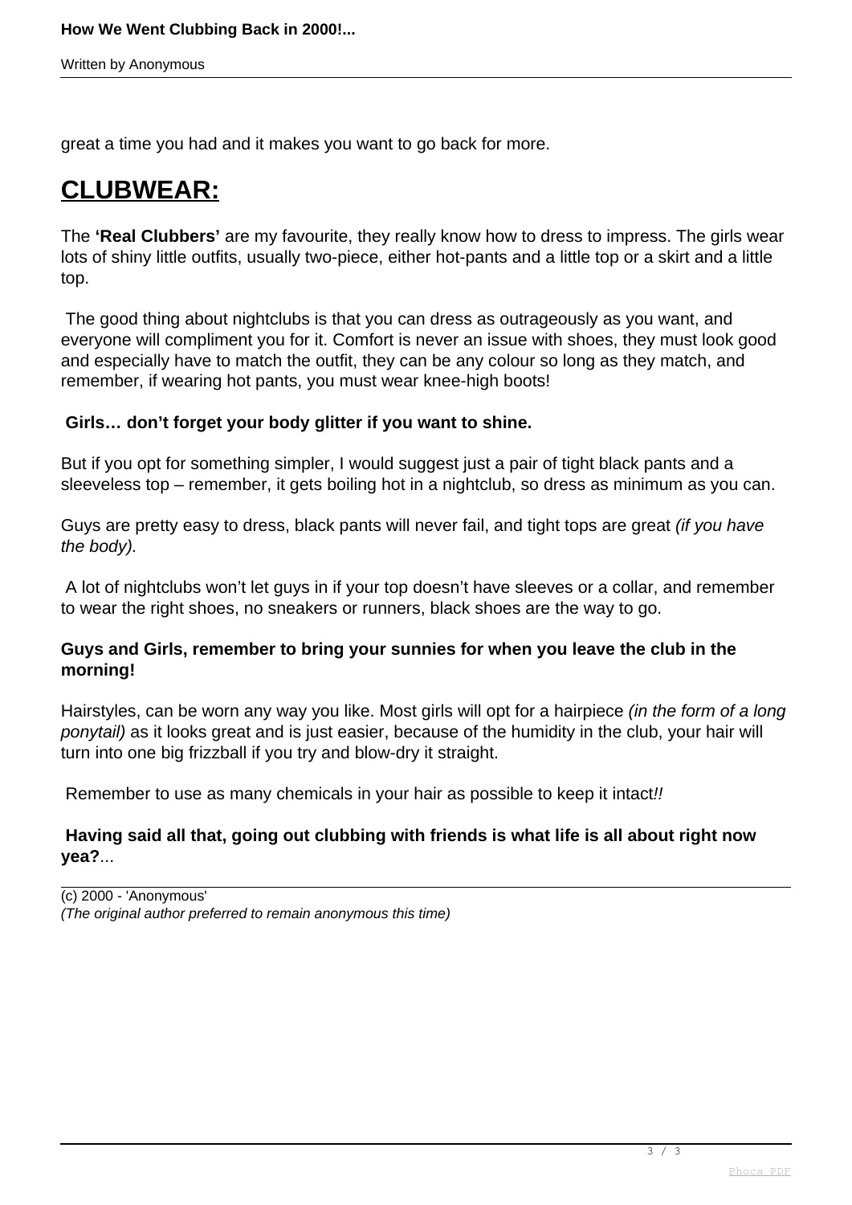great a time you had and it makes you want to go back for more.

## CLUBWEAR:

The **'Real Clubbers'** are my favourite, they really know how to dress to impress. The girls wear lots of shiny little outfits, usually two-piece, either hot-pants and a little top or a skirt and a little top.

The good thing about nightclubs is that you can dress as outrageously as you want, and everyone will compliment you for it. Comfort is never an issue with shoes, they must look good and especially have to match the outfit, they can be any colour so long as they match, and remember, if wearing hot pants, you must wear knee-high boots!

**Girls… don't forget your body glitter if you want to shine.**

But if you opt for something simpler, I would suggest just a pair of tight black pants and a sleeveless top – remember, it gets boiling hot in a nightclub, so dress as minimum as you can.

Guys are pretty easy to dress, black pants will never fail, and tight tops are great *(if you have the body).*

A lot of nightclubs won't let guys in if your top doesn't have sleeves or a collar, and remember to wear the right shoes, no sneakers or runners, black shoes are the way to go.

**Guys and Girls, remember to bring your sunnies for when you leave the club in the morning!**

Hairstyles, can be worn any way you like. Most girls will opt for a hairpiece *(in the form of a long ponytail)* as it looks great and is just easier, because of the humidity in the club, your hair will turn into one big frizzball if you try and blow-dry it straight.

Remember to use as many chemicals in your hair as possible to keep it intact*!!*

**Having said all that, going out clubbing with friends is what life is all about right now yea?**...

---

(c) 2000 - 'Anonymous'
*(The original author preferred to remain anonymous this time)*